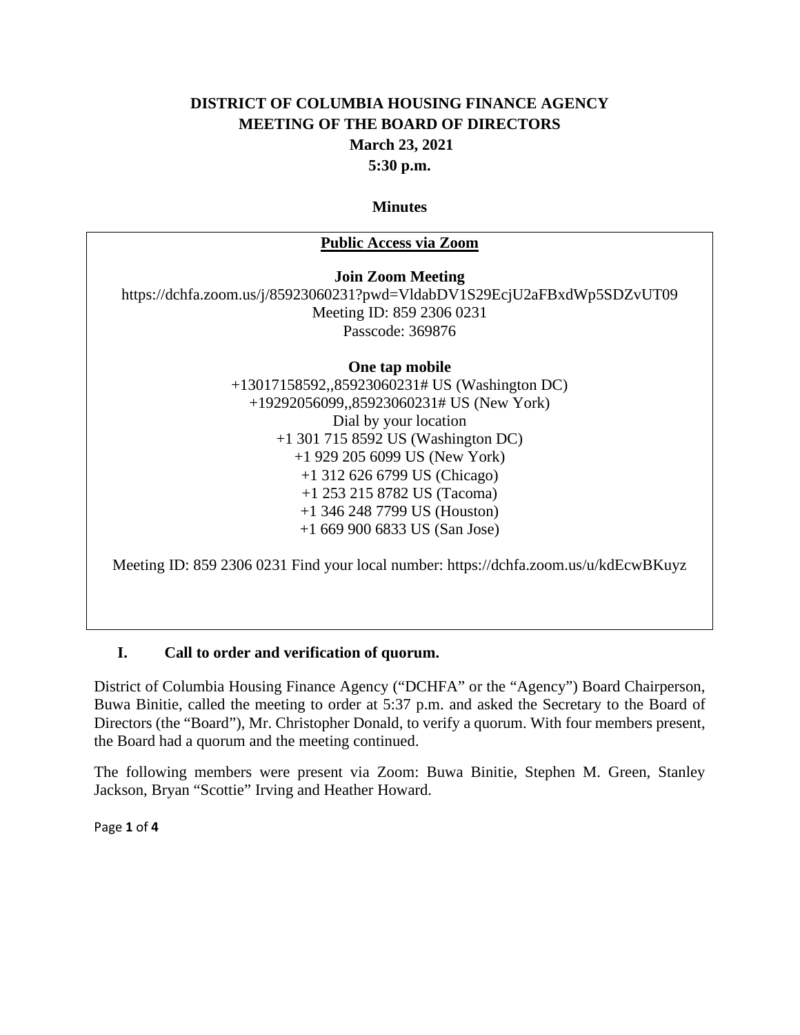# DISTRICT OF COLUMBIA HOUSING FINANCE AGENCY
## MEETING OF THE BOARD OF DIRECTORS
### March 23, 2021
### 5:30 p.m.

**Minutes**

**Public Access via Zoom**

**Join Zoom Meeting**
https://dchfa.zoom.us/j/85923060231?pwd=VldabDV1S29EcjU2aFBxdWp5SDZvUT09
Meeting ID: 859 2306 0231
Passcode: 369876

**One tap mobile**
+13017158592,,85923060231# US (Washington DC)
+19292056099,,85923060231# US (New York)
Dial by your location
+1 301 715 8592 US (Washington DC)
+1 929 205 6099 US (New York)
+1 312 626 6799 US (Chicago)
+1 253 215 8782 US (Tacoma)
+1 346 248 7799 US (Houston)
+1 669 900 6833 US (San Jose)

Meeting ID: 859 2306 0231 Find your local number: https://dchfa.zoom.us/u/kdEcwBKuyz

## I. Call to order and verification of quorum.

District of Columbia Housing Finance Agency ("DCHFA" or the "Agency") Board Chairperson, Buwa Binitie, called the meeting to order at 5:37 p.m. and asked the Secretary to the Board of Directors (the "Board"), Mr. Christopher Donald, to verify a quorum. With four members present, the Board had a quorum and the meeting continued.

The following members were present via Zoom: Buwa Binitie, Stephen M. Green, Stanley Jackson, Bryan "Scottie" Irving and Heather Howard.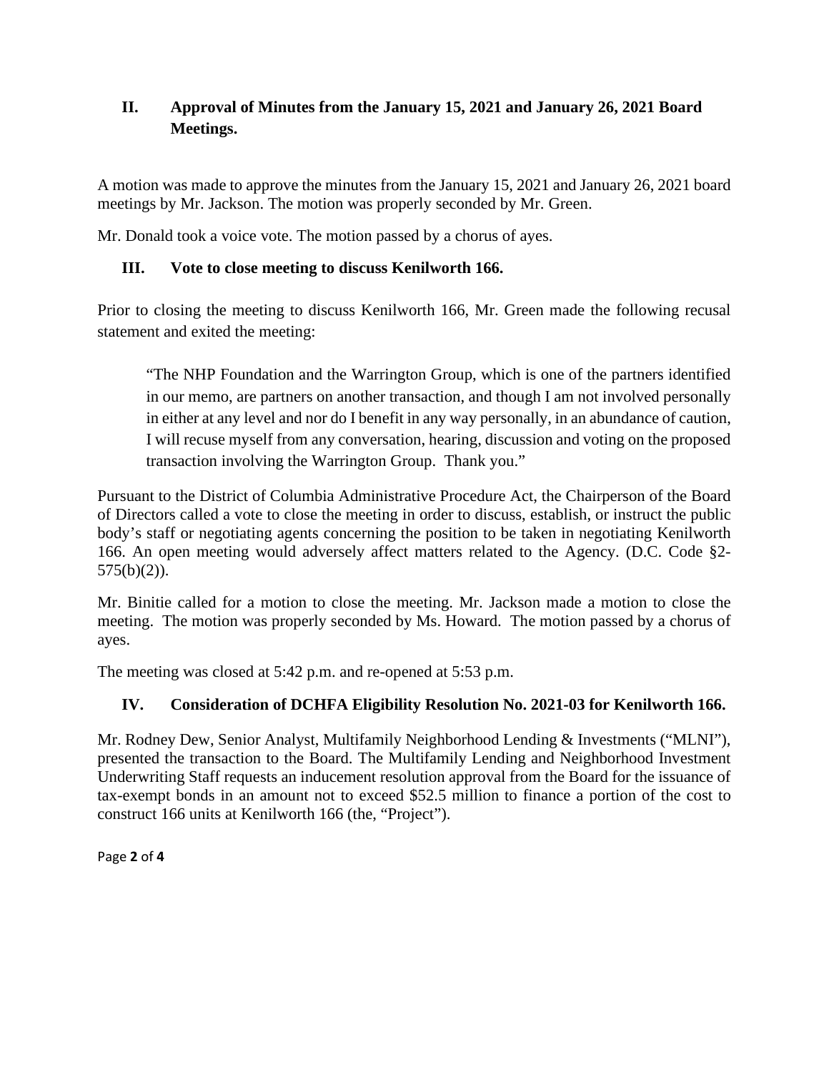## II. Approval of Minutes from the January 15, 2021 and January 26, 2021 Board Meetings.

A motion was made to approve the minutes from the January 15, 2021 and January 26, 2021 board meetings by Mr. Jackson. The motion was properly seconded by Mr. Green.

Mr. Donald took a voice vote. The motion passed by a chorus of ayes.

## III. Vote to close meeting to discuss Kenilworth 166.

Prior to closing the meeting to discuss Kenilworth 166, Mr. Green made the following recusal statement and exited the meeting:

> "The NHP Foundation and the Warrington Group, which is one of the partners identified in our memo, are partners on another transaction, and though I am not involved personally in either at any level and nor do I benefit in any way personally, in an abundance of caution, I will recuse myself from any conversation, hearing, discussion and voting on the proposed transaction involving the Warrington Group. Thank you."

Pursuant to the District of Columbia Administrative Procedure Act, the Chairperson of the Board of Directors called a vote to close the meeting in order to discuss, establish, or instruct the public body's staff or negotiating agents concerning the position to be taken in negotiating Kenilworth 166. An open meeting would adversely affect matters related to the Agency. (D.C. Code §2-575(b)(2)).

Mr. Binitie called for a motion to close the meeting. Mr. Jackson made a motion to close the meeting. The motion was properly seconded by Ms. Howard. The motion passed by a chorus of ayes.

The meeting was closed at 5:42 p.m. and re-opened at 5:53 p.m.

## IV. Consideration of DCHFA Eligibility Resolution No. 2021-03 for Kenilworth 166.

Mr. Rodney Dew, Senior Analyst, Multifamily Neighborhood Lending & Investments ("MLNI"), presented the transaction to the Board. The Multifamily Lending and Neighborhood Investment Underwriting Staff requests an inducement resolution approval from the Board for the issuance of tax-exempt bonds in an amount not to exceed $52.5 million to finance a portion of the cost to construct 166 units at Kenilworth 166 (the, "Project").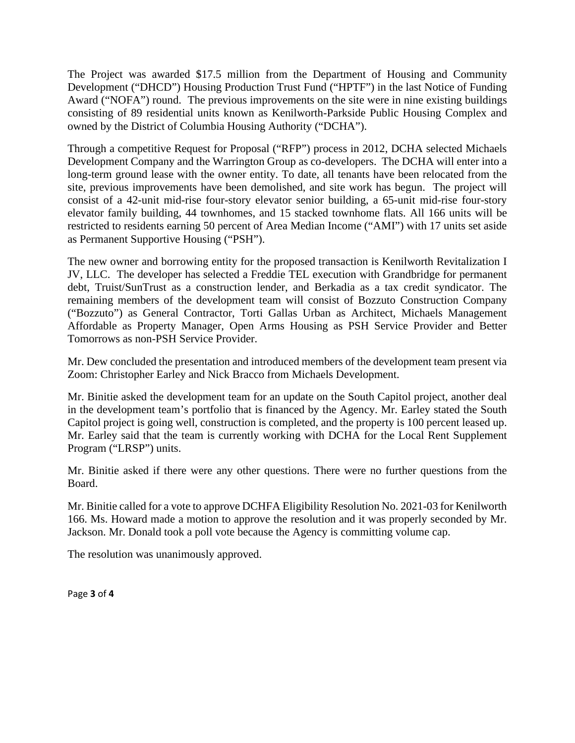The Project was awarded $17.5 million from the Department of Housing and Community Development ("DHCD") Housing Production Trust Fund ("HPTF") in the last Notice of Funding Award ("NOFA") round. The previous improvements on the site were in nine existing buildings consisting of 89 residential units known as Kenilworth-Parkside Public Housing Complex and owned by the District of Columbia Housing Authority ("DCHA").

Through a competitive Request for Proposal ("RFP") process in 2012, DCHA selected Michaels Development Company and the Warrington Group as co-developers. The DCHA will enter into a long-term ground lease with the owner entity. To date, all tenants have been relocated from the site, previous improvements have been demolished, and site work has begun. The project will consist of a 42-unit mid-rise four-story elevator senior building, a 65-unit mid-rise four-story elevator family building, 44 townhomes, and 15 stacked townhome flats. All 166 units will be restricted to residents earning 50 percent of Area Median Income ("AMI") with 17 units set aside as Permanent Supportive Housing ("PSH").

The new owner and borrowing entity for the proposed transaction is Kenilworth Revitalization I JV, LLC. The developer has selected a Freddie TEL execution with Grandbridge for permanent debt, Truist/SunTrust as a construction lender, and Berkadia as a tax credit syndicator. The remaining members of the development team will consist of Bozzuto Construction Company ("Bozzuto") as General Contractor, Torti Gallas Urban as Architect, Michaels Management Affordable as Property Manager, Open Arms Housing as PSH Service Provider and Better Tomorrows as non-PSH Service Provider.

Mr. Dew concluded the presentation and introduced members of the development team present via Zoom: Christopher Earley and Nick Bracco from Michaels Development.

Mr. Binitie asked the development team for an update on the South Capitol project, another deal in the development team's portfolio that is financed by the Agency. Mr. Earley stated the South Capitol project is going well, construction is completed, and the property is 100 percent leased up. Mr. Earley said that the team is currently working with DCHA for the Local Rent Supplement Program ("LRSP") units.

Mr. Binitie asked if there were any other questions. There were no further questions from the Board.

Mr. Binitie called for a vote to approve DCHFA Eligibility Resolution No. 2021-03 for Kenilworth 166. Ms. Howard made a motion to approve the resolution and it was properly seconded by Mr. Jackson. Mr. Donald took a poll vote because the Agency is committing volume cap.

The resolution was unanimously approved.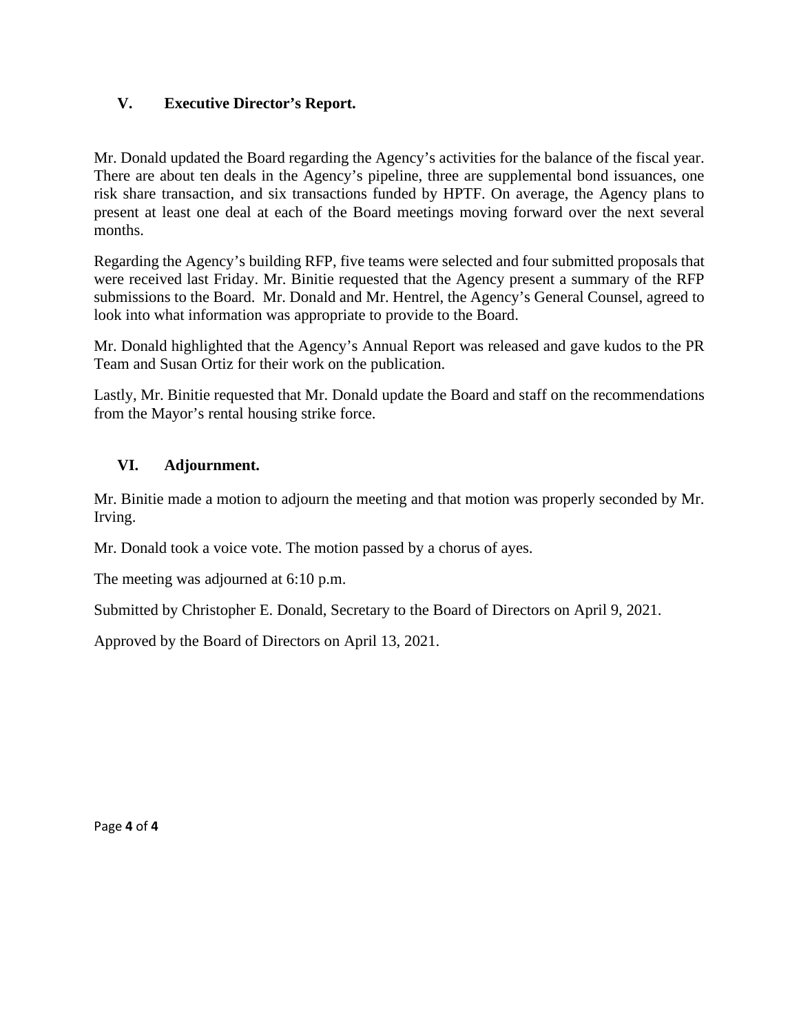## V. Executive Director's Report.

Mr. Donald updated the Board regarding the Agency's activities for the balance of the fiscal year. There are about ten deals in the Agency's pipeline, three are supplemental bond issuances, one risk share transaction, and six transactions funded by HPTF. On average, the Agency plans to present at least one deal at each of the Board meetings moving forward over the next several months.

Regarding the Agency's building RFP, five teams were selected and four submitted proposals that were received last Friday. Mr. Binitie requested that the Agency present a summary of the RFP submissions to the Board. Mr. Donald and Mr. Hentrel, the Agency's General Counsel, agreed to look into what information was appropriate to provide to the Board.

Mr. Donald highlighted that the Agency's Annual Report was released and gave kudos to the PR Team and Susan Ortiz for their work on the publication.

Lastly, Mr. Binitie requested that Mr. Donald update the Board and staff on the recommendations from the Mayor's rental housing strike force.

## VI. Adjournment.

Mr. Binitie made a motion to adjourn the meeting and that motion was properly seconded by Mr. Irving.

Mr. Donald took a voice vote. The motion passed by a chorus of ayes.

The meeting was adjourned at 6:10 p.m.

Submitted by Christopher E. Donald, Secretary to the Board of Directors on April 9, 2021.

Approved by the Board of Directors on April 13, 2021.